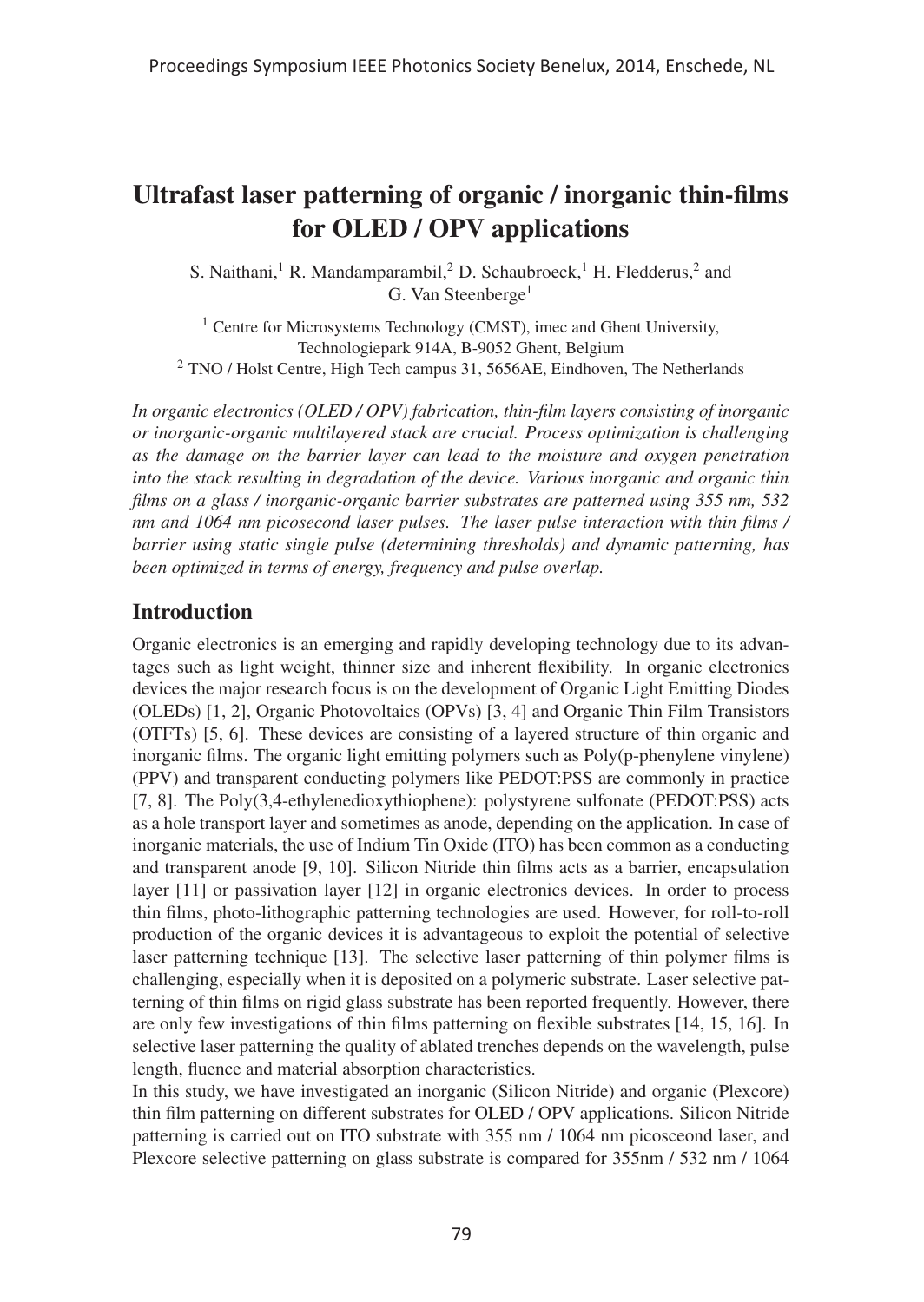# Ultrafast laser patterning of organic / inorganic thin-films for OLED / OPV applications

S. Naithani,[1] R. Mandamparambil,[2] D. Schaubroeck,[1] H. Fledderus,[2] and G. Van Steenberge[1]

[1] Centre for Microsystems Technology (CMST), imec and Ghent University, Technologiepark 914A, B-9052 Ghent, Belgium
[2] TNO / Holst Centre, High Tech campus 31, 5656AE, Eindhoven, The Netherlands

*In organic electronics (OLED / OPV) fabrication, thin-film layers consisting of inorganic or inorganic-organic multilayered stack are crucial. Process optimization is challenging as the damage on the barrier layer can lead to the moisture and oxygen penetration into the stack resulting in degradation of the device. Various inorganic and organic thin films on a glass / inorganic-organic barrier substrates are patterned using 355 nm, 532 nm and 1064 nm picosecond laser pulses. The laser pulse interaction with thin films / barrier using static single pulse (determining thresholds) and dynamic patterning, has been optimized in terms of energy, frequency and pulse overlap.*

## Introduction

Organic electronics is an emerging and rapidly developing technology due to its advantages such as light weight, thinner size and inherent flexibility. In organic electronics devices the major research focus is on the development of Organic Light Emitting Diodes (OLEDs) [1, 2], Organic Photovoltaics (OPVs) [3, 4] and Organic Thin Film Transistors (OTFTs) [5, 6]. These devices are consisting of a layered structure of thin organic and inorganic films. The organic light emitting polymers such as Poly(p-phenylene vinylene) (PPV) and transparent conducting polymers like PEDOT:PSS are commonly in practice [7, 8]. The Poly(3,4-ethylenedioxythiophene): polystyrene sulfonate (PEDOT:PSS) acts as a hole transport layer and sometimes as anode, depending on the application. In case of inorganic materials, the use of Indium Tin Oxide (ITO) has been common as a conducting and transparent anode [9, 10]. Silicon Nitride thin films acts as a barrier, encapsulation layer [11] or passivation layer [12] in organic electronics devices. In order to process thin films, photo-lithographic patterning technologies are used. However, for roll-to-roll production of the organic devices it is advantageous to exploit the potential of selective laser patterning technique [13]. The selective laser patterning of thin polymer films is challenging, especially when it is deposited on a polymeric substrate. Laser selective patterning of thin films on rigid glass substrate has been reported frequently. However, there are only few investigations of thin films patterning on flexible substrates [14, 15, 16]. In selective laser patterning the quality of ablated trenches depends on the wavelength, pulse length, fluence and material absorption characteristics.

In this study, we have investigated an inorganic (Silicon Nitride) and organic (Plexcore) thin film patterning on different substrates for OLED / OPV applications. Silicon Nitride patterning is carried out on ITO substrate with 355 nm / 1064 nm picosceond laser, and Plexcore selective patterning on glass substrate is compared for 355nm / 532 nm / 1064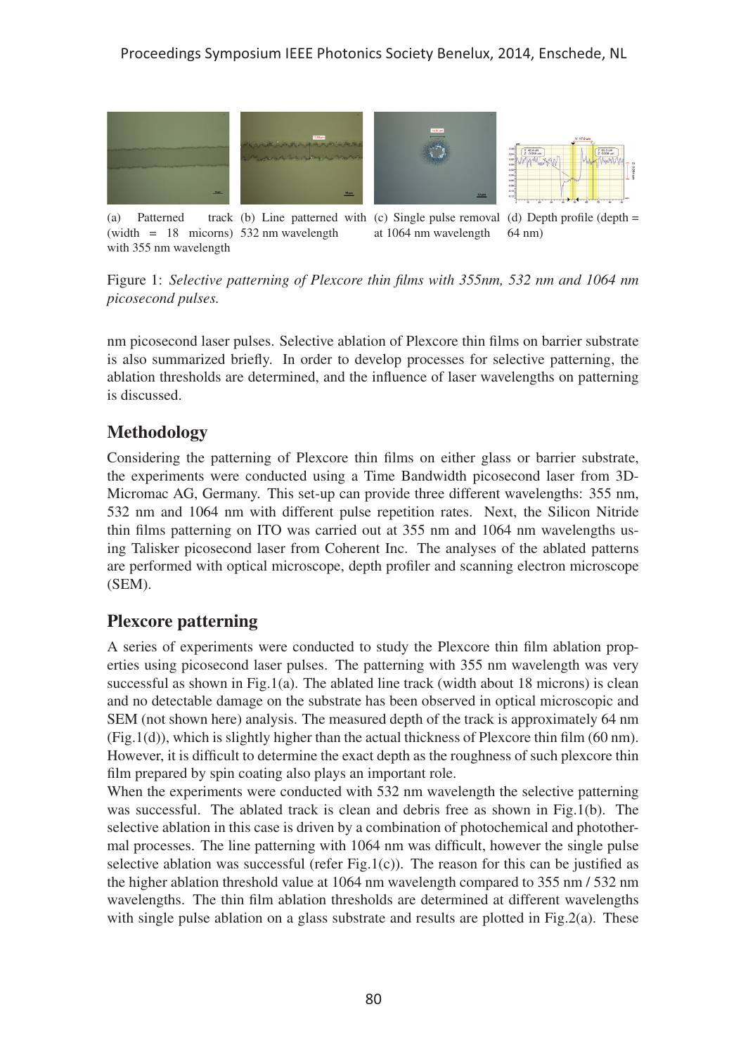(a) Patterned track (width = 18 micorns) with 355 nm wavelength

(b) Line patterned with 532 nm wavelength

(c) Single pulse removal at 1064 nm wavelength

(d) Depth profile (depth = 64 nm)

Figure 1: *Selective patterning of Plexcore thin films with 355nm, 532 nm and 1064 nm picosecond pulses.*

nm picosecond laser pulses. Selective ablation of Plexcore thin films on barrier substrate is also summarized briefly. In order to develop processes for selective patterning, the ablation thresholds are determined, and the influence of laser wavelengths on patterning is discussed.

## Methodology

Considering the patterning of Plexcore thin films on either glass or barrier substrate, the experiments were conducted using a Time Bandwidth picosecond laser from 3D-Micromac AG, Germany. This set-up can provide three different wavelengths: 355 nm, 532 nm and 1064 nm with different pulse repetition rates. Next, the Silicon Nitride thin films patterning on ITO was carried out at 355 nm and 1064 nm wavelengths using Talisker picosecond laser from Coherent Inc. The analyses of the ablated patterns are performed with optical microscope, depth profiler and scanning electron microscope (SEM).

## Plexcore patterning

A series of experiments were conducted to study the Plexcore thin film ablation properties using picosecond laser pulses. The patterning with 355 nm wavelength was very successful as shown in Fig.1(a). The ablated line track (width about 18 microns) is clean and no detectable damage on the substrate has been observed in optical microscopic and SEM (not shown here) analysis. The measured depth of the track is approximately 64 nm (Fig.1(d)), which is slightly higher than the actual thickness of Plexcore thin film (60 nm). However, it is difficult to determine the exact depth as the roughness of such plexcore thin film prepared by spin coating also plays an important role.

When the experiments were conducted with 532 nm wavelength the selective patterning was successful. The ablated track is clean and debris free as shown in Fig.1(b). The selective ablation in this case is driven by a combination of photochemical and photothermal processes. The line patterning with 1064 nm was difficult, however the single pulse selective ablation was successful (refer Fig.1(c)). The reason for this can be justified as the higher ablation threshold value at 1064 nm wavelength compared to 355 nm / 532 nm wavelengths. The thin film ablation thresholds are determined at different wavelengths with single pulse ablation on a glass substrate and results are plotted in Fig.2(a). These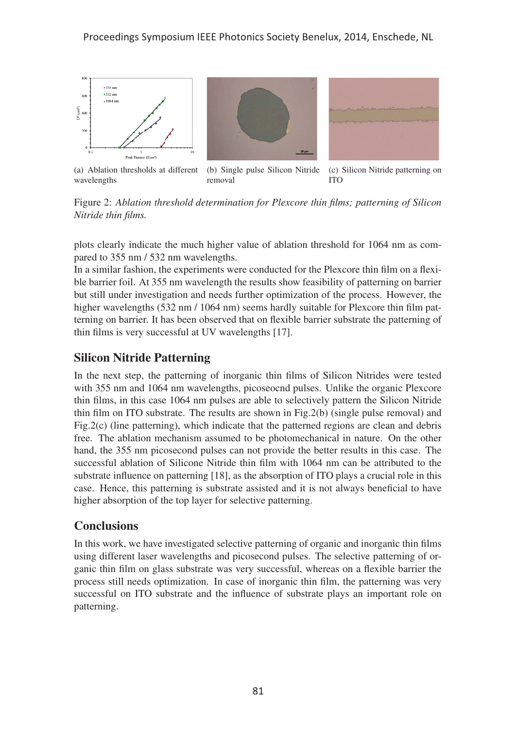(a) Ablation thresholds at different wavelengths

(b) Single pulse Silicon Nitride removal

(c) Silicon Nitride patterning on ITO

Figure 2: *Ablation threshold determination for Plexcore thin films; patterning of Silicon Nitride thin films.*

plots clearly indicate the much higher value of ablation threshold for 1064 nm as compared to 355 nm / 532 nm wavelengths.

In a similar fashion, the experiments were conducted for the Plexcore thin film on a flexible barrier foil. At 355 nm wavelength the results show feasibility of patterning on barrier but still under investigation and needs further optimization of the process. However, the higher wavelengths (532 nm / 1064 nm) seems hardly suitable for Plexcore thin film patterning on barrier. It has been observed that on flexible barrier substrate the patterning of thin films is very successful at UV wavelengths [17].

## Silicon Nitride Patterning

In the next step, the patterning of inorganic thin films of Silicon Nitrides were tested with 355 nm and 1064 nm wavelengths, picoseocnd pulses. Unlike the organic Plexcore thin films, in this case 1064 nm pulses are able to selectively pattern the Silicon Nitride thin film on ITO substrate. The results are shown in Fig.2(b) (single pulse removal) and Fig.2(c) (line patterning), which indicate that the patterned regions are clean and debris free. The ablation mechanism assumed to be photomechanical in nature. On the other hand, the 355 nm picosecond pulses can not provide the better results in this case. The successful ablation of Silicone Nitride thin film with 1064 nm can be attributed to the substrate influence on patterning [18], as the absorption of ITO plays a crucial role in this case. Hence, this patterning is substrate assisted and it is not always beneficial to have higher absorption of the top layer for selective patterning.

## Conclusions

In this work, we have investigated selective patterning of organic and inorganic thin films using different laser wavelengths and picosecond pulses. The selective patterning of organic thin film on glass substrate was very successful, whereas on a flexible barrier the process still needs optimization. In case of inorganic thin film, the patterning was very successful on ITO substrate and the influence of substrate plays an important role on patterning.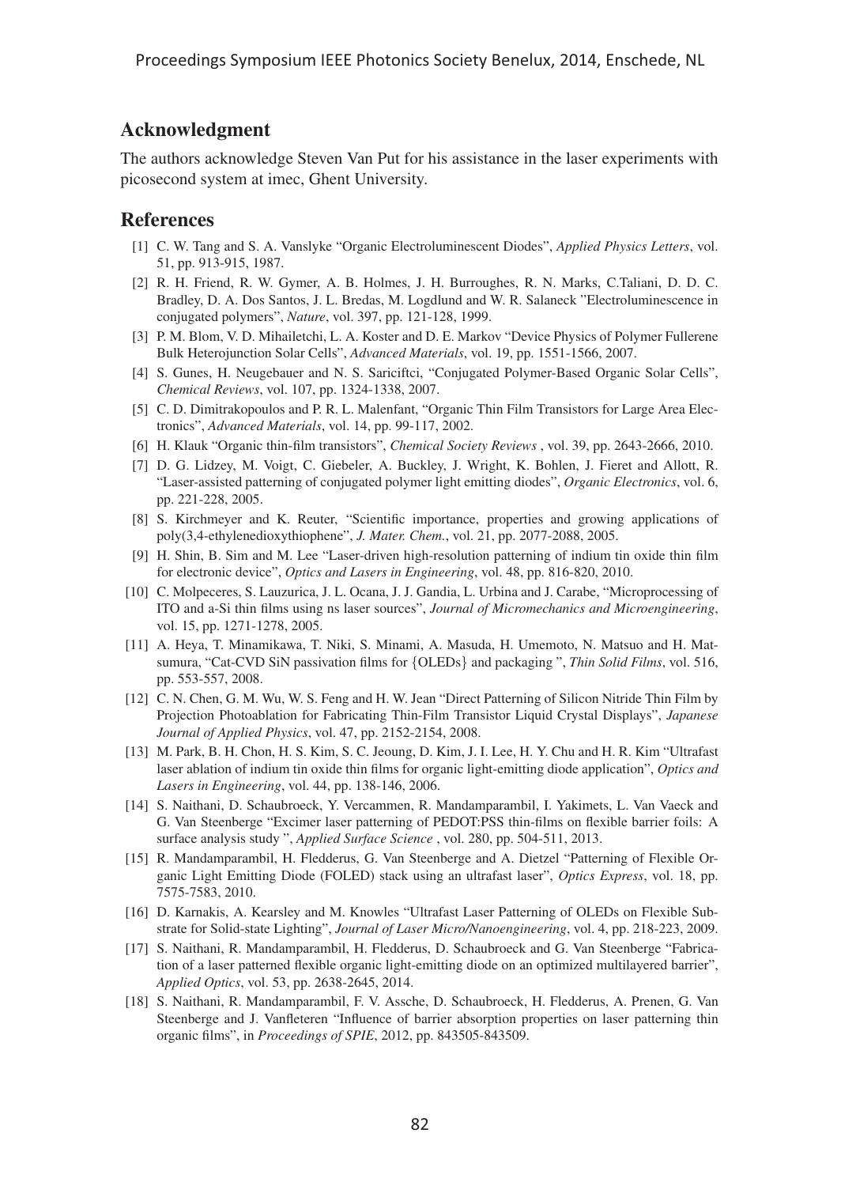## Acknowledgment

The authors acknowledge Steven Van Put for his assistance in the laser experiments with picosecond system at imec, Ghent University.

## References

[1] C. W. Tang and S. A. Vanslyke "Organic Electroluminescent Diodes", *Applied Physics Letters*, vol. 51, pp. 913-915, 1987.

[2] R. H. Friend, R. W. Gymer, A. B. Holmes, J. H. Burroughes, R. N. Marks, C.Taliani, D. D. C. Bradley, D. A. Dos Santos, J. L. Bredas, M. Logdlund and W. R. Salaneck "Electroluminescence in conjugated polymers", *Nature*, vol. 397, pp. 121-128, 1999.

[3] P. M. Blom, V. D. Mihailetchi, L. A. Koster and D. E. Markov "Device Physics of Polymer Fullerene Bulk Heterojunction Solar Cells", *Advanced Materials*, vol. 19, pp. 1551-1566, 2007.

[4] S. Gunes, H. Neugebauer and N. S. Sariciftci, "Conjugated Polymer-Based Organic Solar Cells", *Chemical Reviews*, vol. 107, pp. 1324-1338, 2007.

[5] C. D. Dimitrakopoulos and P. R. L. Malenfant, "Organic Thin Film Transistors for Large Area Electronics", *Advanced Materials*, vol. 14, pp. 99-117, 2002.

[6] H. Klauk "Organic thin-film transistors", *Chemical Society Reviews* , vol. 39, pp. 2643-2666, 2010.

[7] D. G. Lidzey, M. Voigt, C. Giebeler, A. Buckley, J. Wright, K. Bohlen, J. Fieret and Allott, R. "Laser-assisted patterning of conjugated polymer light emitting diodes", *Organic Electronics*, vol. 6, pp. 221-228, 2005.

[8] S. Kirchmeyer and K. Reuter, "Scientific importance, properties and growing applications of poly(3,4-ethylenedioxythiophene", *J. Mater. Chem.*, vol. 21, pp. 2077-2088, 2005.

[9] H. Shin, B. Sim and M. Lee "Laser-driven high-resolution patterning of indium tin oxide thin film for electronic device", *Optics and Lasers in Engineering*, vol. 48, pp. 816-820, 2010.

[10] C. Molpeceres, S. Lauzurica, J. L. Ocana, J. J. Gandia, L. Urbina and J. Carabe, "Microprocessing of ITO and a-Si thin films using ns laser sources", *Journal of Micromechanics and Microengineering*, vol. 15, pp. 1271-1278, 2005.

[11] A. Heya, T. Minamikawa, T. Niki, S. Minami, A. Masuda, H. Umemoto, N. Matsuo and H. Matsumura, "Cat-CVD SiN passivation films for {OLEDs} and packaging ", *Thin Solid Films*, vol. 516, pp. 553-557, 2008.

[12] C. N. Chen, G. M. Wu, W. S. Feng and H. W. Jean "Direct Patterning of Silicon Nitride Thin Film by Projection Photoablation for Fabricating Thin-Film Transistor Liquid Crystal Displays", *Japanese Journal of Applied Physics*, vol. 47, pp. 2152-2154, 2008.

[13] M. Park, B. H. Chon, H. S. Kim, S. C. Jeoung, D. Kim, J. I. Lee, H. Y. Chu and H. R. Kim "Ultrafast laser ablation of indium tin oxide thin films for organic light-emitting diode application", *Optics and Lasers in Engineering*, vol. 44, pp. 138-146, 2006.

[14] S. Naithani, D. Schaubroeck, Y. Vercammen, R. Mandamparambil, I. Yakimets, L. Van Vaeck and G. Van Steenberge "Excimer laser patterning of PEDOT:PSS thin-films on flexible barrier foils: A surface analysis study ", *Applied Surface Science* , vol. 280, pp. 504-511, 2013.

[15] R. Mandamparambil, H. Fledderus, G. Van Steenberge and A. Dietzel "Patterning of Flexible Organic Light Emitting Diode (FOLED) stack using an ultrafast laser", *Optics Express*, vol. 18, pp. 7575-7583, 2010.

[16] D. Karnakis, A. Kearsley and M. Knowles "Ultrafast Laser Patterning of OLEDs on Flexible Substrate for Solid-state Lighting", *Journal of Laser Micro/Nanoengineering*, vol. 4, pp. 218-223, 2009.

[17] S. Naithani, R. Mandamparambil, H. Fledderus, D. Schaubroeck and G. Van Steenberge "Fabrication of a laser patterned flexible organic light-emitting diode on an optimized multilayered barrier", *Applied Optics*, vol. 53, pp. 2638-2645, 2014.

[18] S. Naithani, R. Mandamparambil, F. V. Assche, D. Schaubroeck, H. Fledderus, A. Prenen, G. Van Steenberge and J. Vanfleteren "Influence of barrier absorption properties on laser patterning thin organic films", in *Proceedings of SPIE*, 2012, pp. 843505-843509.